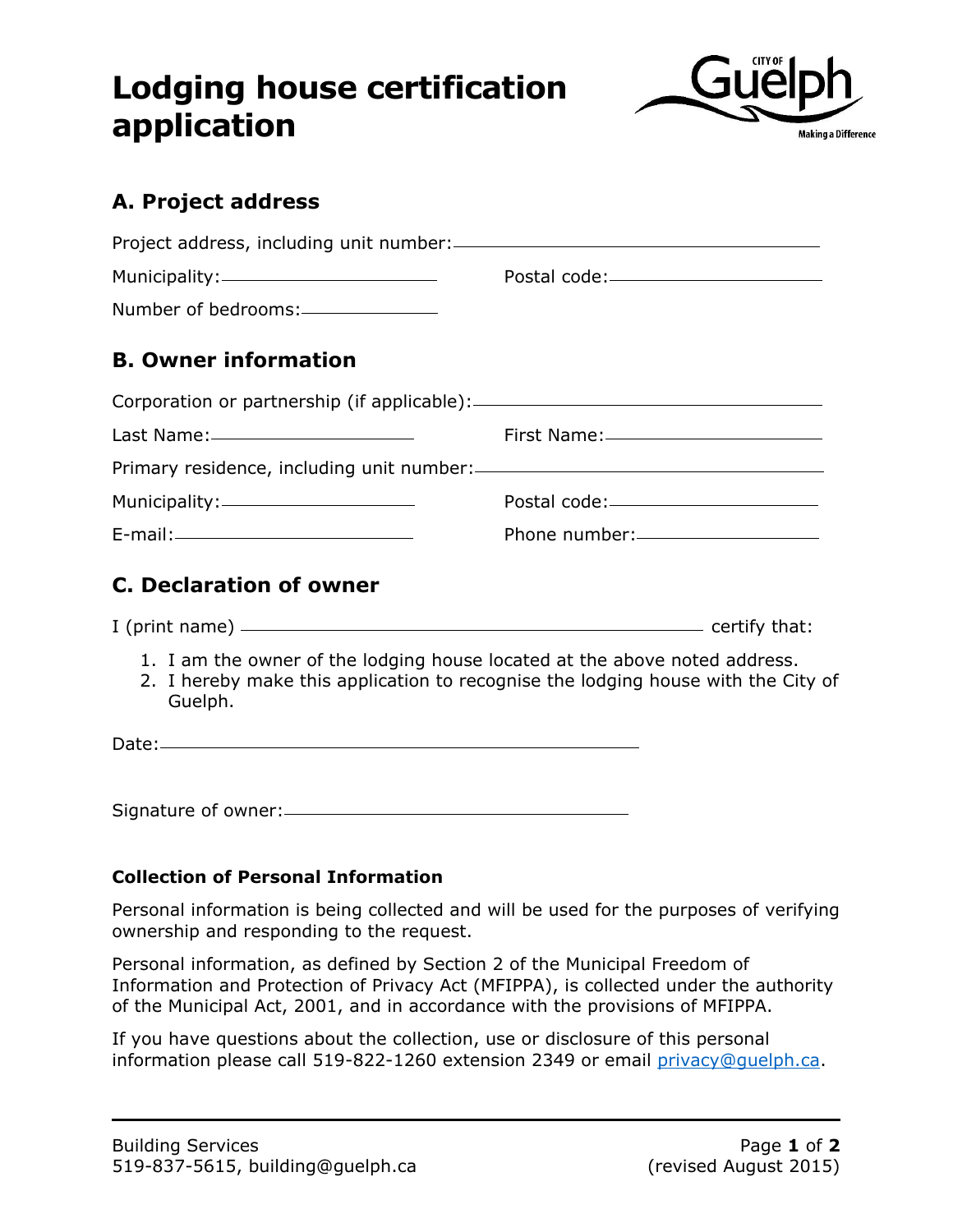# Lodging house certification application

## A. Project address

Project address, including unit number: \_\_\_\_\_\_\_\_\_\_\_\_\_\_\_\_\_\_\_\_

Municipality: \_\_\_\_\_\_\_\_\_\_\_\_\_\_\_\_\_\_\_\_ Postal code: \_\_\_\_\_\_\_\_\_\_\_\_\_\_\_\_\_\_\_\_

Number of bedrooms: \_\_\_\_\_\_\_\_\_\_\_\_\_\_\_\_\_\_\_\_

## B. Owner information

Corporation or partnership (if applicable): \_\_\_\_\_\_\_\_\_\_\_\_\_\_\_\_\_\_\_\_

Last Name: \_\_\_\_\_\_\_\_\_\_\_\_\_\_\_\_\_\_\_\_ First Name: \_\_\_\_\_\_\_\_\_\_\_\_\_\_\_\_\_\_\_\_

Primary residence, including unit number: \_\_\_\_\_\_\_\_\_\_\_\_\_\_\_\_\_\_\_\_

Municipality: \_\_\_\_\_\_\_\_\_\_\_\_\_\_\_\_\_\_\_\_ Postal code: \_\_\_\_\_\_\_\_\_\_\_\_\_\_\_\_\_\_\_\_

E-mail: \_\_\_\_\_\_\_\_\_\_\_\_\_\_\_\_\_\_\_\_ Phone number: \_\_\_\_\_\_\_\_\_\_\_\_\_\_\_\_\_\_\_\_

## C. Declaration of owner

I (print name) \_\_\_\_\_\_\_\_\_\_\_\_\_\_\_\_\_\_\_\_ certify that:

1. I am the owner of the lodging house located at the above noted address.
2. I hereby make this application to recognise the lodging house with the City of Guelph.

Date: \_\_\_\_\_\_\_\_\_\_\_\_\_\_\_\_\_\_\_\_

Signature of owner: \_\_\_\_\_\_\_\_\_\_\_\_\_\_\_\_\_\_\_\_

### Collection of Personal Information

Personal information is being collected and will be used for the purposes of verifying ownership and responding to the request.

Personal information, as defined by Section 2 of the Municipal Freedom of Information and Protection of Privacy Act (MFIPPA), is collected under the authority of the Municipal Act, 2001, and in accordance with the provisions of MFIPPA.

If you have questions about the collection, use or disclosure of this personal information please call 519-822-1260 extension 2349 or email privacy@guelph.ca.

Building Services
519-837-5615, building@guelph.ca

(revised August 2015)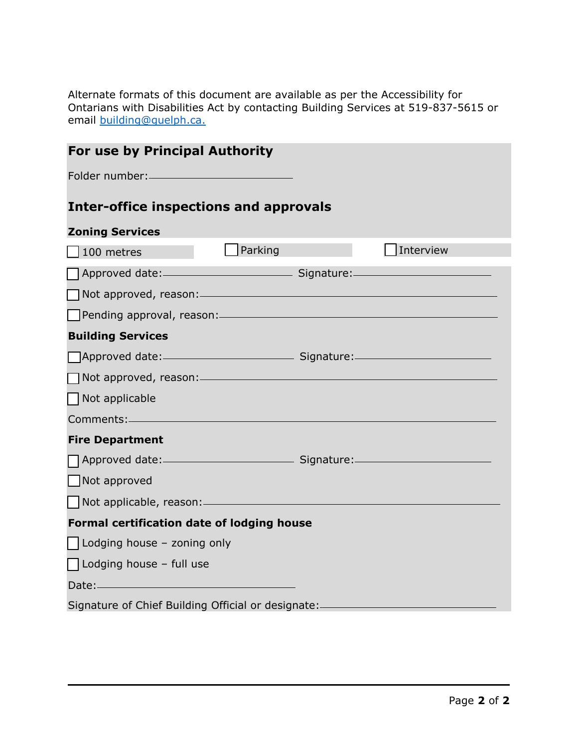Alternate formats of this document are available as per the Accessibility for Ontarians with Disabilities Act by contacting Building Services at 519-837-5615 or email [building@guelph.ca.](mailto:building@guelph.ca)

## For use by Principal Authority

Folder number: ______________________

## Inter-office inspections and approvals

### Zoning Services

☐ 100 metres ☐ Parking ☐ Interview

☐ Approved date: ____________________ Signature: ____________________

☐ Not approved, reason: ________________________________________________

☐ Pending approval, reason: ____________________________________________

### Building Services

☐ Approved date: ____________________ Signature: ____________________

☐ Not approved, reason: ________________________________________________

☐ Not applicable

Comments: _________________________________________________________

### Fire Department

☐ Approved date: ____________________ Signature: ____________________

☐ Not approved

☐ Not applicable, reason: ______________________________________________

### Formal certification date of lodging house

☐ Lodging house – zoning only

☐ Lodging house – full use

Date: ____________________________

Signature of Chief Building Official or designate: ____________________________